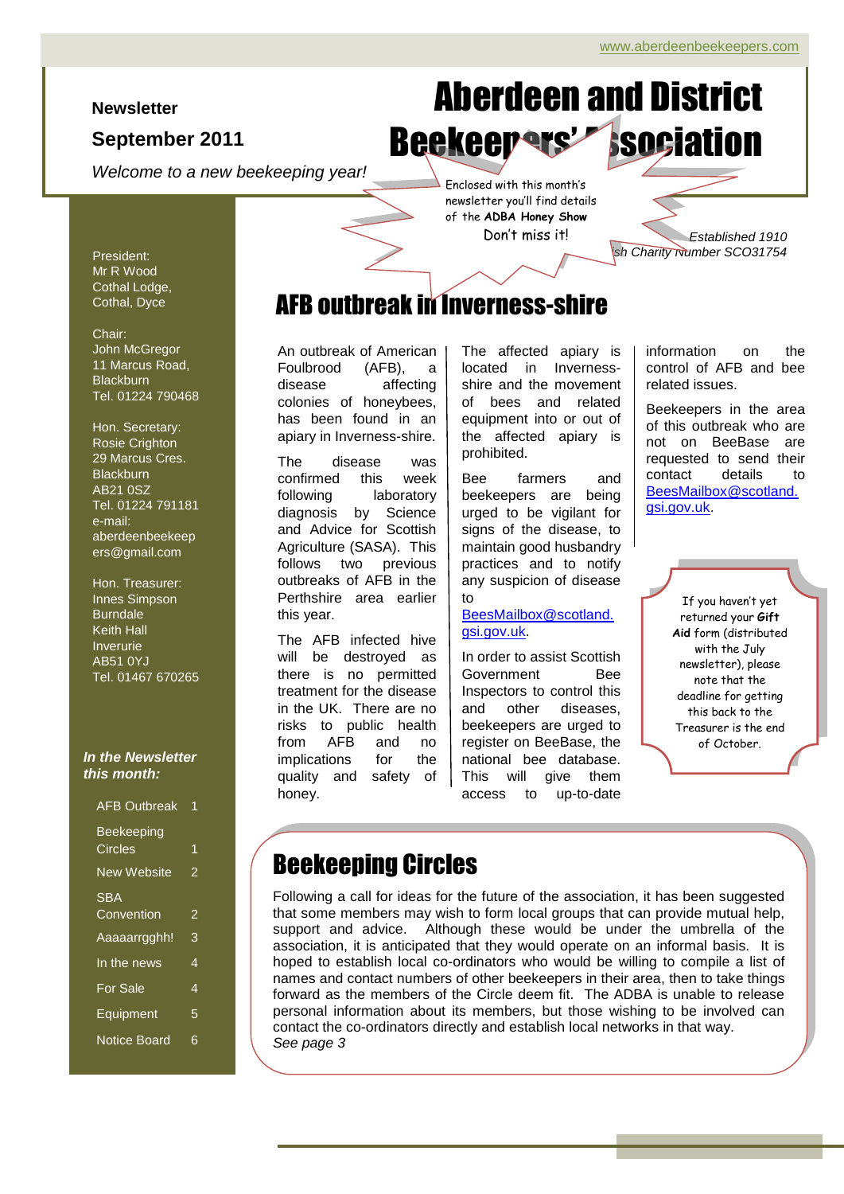www.aberdeenbeekeepers.com

**Newsletter**

**September 2011**

*Welcome to a new beekeeping year!*

# Aberdeen and District Beekeepers' Association

Enclosed with this month's newsletter you'll find details of the **ADBA Honey Show**

Don't miss it!

*Established 1910*

*Scottish Charity Number SCO31754*

President:
Mr R Wood
Cothal Lodge,
Cothal, Dyce

Chair:
John McGregor
11 Marcus Road,
Blackburn
Tel. 01224 790468

Hon. Secretary:
Rosie Crighton
29 Marcus Cres.
Blackburn
AB21 0SZ
Tel. 01224 791181
e-mail:
aberdeenbeekeepers@gmail.com

Hon. Treasurer:
Innes Simpson
Burndale
Keith Hall
Inverurie
AB51 0YJ
Tel. 01467 670265

***In the Newsletter this month:***

| | |
|---|---|
| AFB Outbreak | 1 |
| Beekeeping Circles | 1 |
| New Website | 2 |
| SBA Convention | 2 |
| Aaaaarrgghh! | 3 |
| In the news | 4 |
| For Sale | 4 |
| Equipment | 5 |
| Notice Board | 6 |

## AFB outbreak in Inverness-shire

An outbreak of American Foulbrood (AFB), a disease affecting colonies of honeybees, has been found in an apiary in Inverness-shire.

The disease was confirmed this week following laboratory diagnosis by Science and Advice for Scottish Agriculture (SASA). This follows two previous outbreaks of AFB in the Perthshire area earlier this year.

The AFB infected hive will be destroyed as there is no permitted treatment for the disease in the UK. There are no risks to public health from AFB and no implications for the quality and safety of honey.

The affected apiary is located in Inverness-shire and the movement of bees and related equipment into or out of the affected apiary is prohibited.

Bee farmers and beekeepers are being urged to be vigilant for signs of the disease, to maintain good husbandry practices and to notify any suspicion of disease to BeesMailbox@scotland.gsi.gov.uk.

In order to assist Scottish Government Bee Inspectors to control this and other diseases, beekeepers are urged to register on BeeBase, the national bee database. This will give them access to up-to-date information on the control of AFB and bee related issues.

Beekeepers in the area of this outbreak who are not on BeeBase are requested to send their contact details to BeesMailbox@scotland.gsi.gov.uk.

If you haven't yet returned your **Gift Aid** form (distributed with the July newsletter), please note that the deadline for getting this back to the Treasurer is the end of October.

## Beekeeping Circles

Following a call for ideas for the future of the association, it has been suggested that some members may wish to form local groups that can provide mutual help, support and advice. Although these would be under the umbrella of the association, it is anticipated that they would operate on an informal basis. It is hoped to establish local co-ordinators who would be willing to compile a list of names and contact numbers of other beekeepers in their area, then to take things forward as the members of the Circle deem fit. The ADBA is unable to release personal information about its members, but those wishing to be involved can contact the co-ordinators directly and establish local networks in that way.
*See page 3*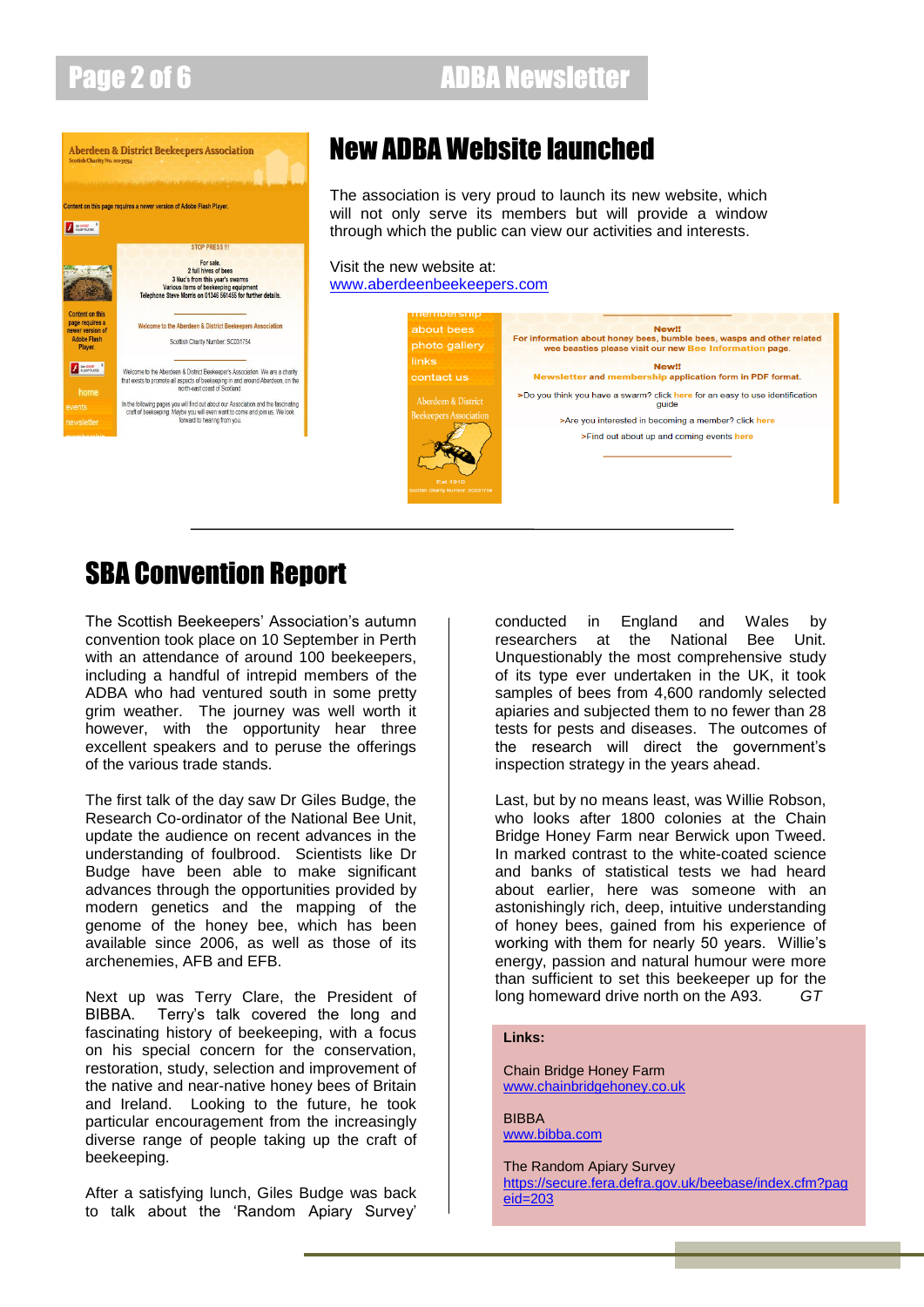# New ADBA Website launched

The association is very proud to launch its new website, which will not only serve its members but will provide a window through which the public can view our activities and interests.

Visit the new website at:
www.aberdeenbeekeepers.com

# SBA Convention Report

The Scottish Beekeepers' Association's autumn convention took place on 10 September in Perth with an attendance of around 100 beekeepers, including a handful of intrepid members of the ADBA who had ventured south in some pretty grim weather. The journey was well worth it however, with the opportunity hear three excellent speakers and to peruse the offerings of the various trade stands.

The first talk of the day saw Dr Giles Budge, the Research Co-ordinator of the National Bee Unit, update the audience on recent advances in the understanding of foulbrood. Scientists like Dr Budge have been able to make significant advances through the opportunities provided by modern genetics and the mapping of the genome of the honey bee, which has been available since 2006, as well as those of its archenemies, AFB and EFB.

Next up was Terry Clare, the President of BIBBA. Terry's talk covered the long and fascinating history of beekeeping, with a focus on his special concern for the conservation, restoration, study, selection and improvement of the native and near-native honey bees of Britain and Ireland. Looking to the future, he took particular encouragement from the increasingly diverse range of people taking up the craft of beekeeping.

After a satisfying lunch, Giles Budge was back to talk about the 'Random Apiary Survey' conducted in England and Wales by researchers at the National Bee Unit. Unquestionably the most comprehensive study of its type ever undertaken in the UK, it took samples of bees from 4,600 randomly selected apiaries and subjected them to no fewer than 28 tests for pests and diseases. The outcomes of the research will direct the government's inspection strategy in the years ahead.

Last, but by no means least, was Willie Robson, who looks after 1800 colonies at the Chain Bridge Honey Farm near Berwick upon Tweed. In marked contrast to the white-coated science and banks of statistical tests we had heard about earlier, here was someone with an astonishingly rich, deep, intuitive understanding of honey bees, gained from his experience of working with them for nearly 50 years. Willie's energy, passion and natural humour were more than sufficient to set this beekeeper up for the long homeward drive north on the A93. *GT*

**Links:**

Chain Bridge Honey Farm
www.chainbridgehoney.co.uk

BIBBA
www.bibba.com

The Random Apiary Survey
https://secure.fera.defra.gov.uk/beebase/index.cfm?pageid=203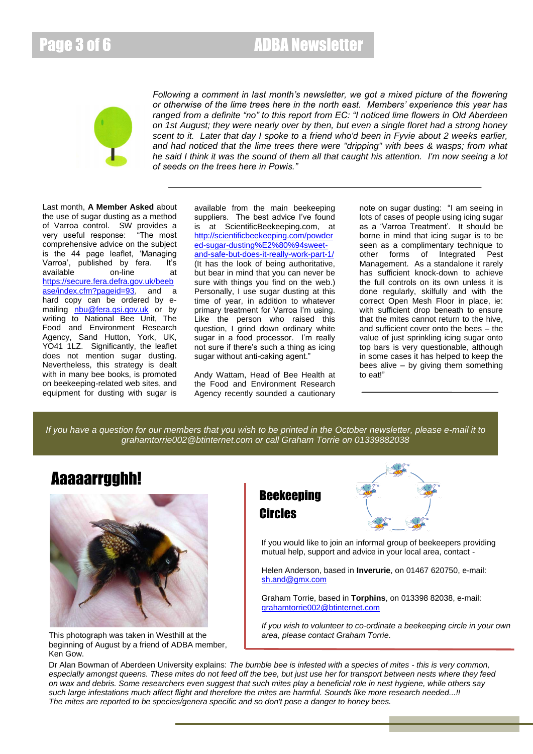*Following a comment in last month's newsletter, we got a mixed picture of the flowering or otherwise of the lime trees here in the north east. Members' experience this year has ranged from a definite "no" to this report from EC: "I noticed lime flowers in Old Aberdeen on 1st August; they were nearly over by then, but even a single floret had a strong honey scent to it. Later that day I spoke to a friend who'd been in Fyvie about 2 weeks earlier, and had noticed that the lime trees there were "dripping" with bees & wasps; from what he said I think it was the sound of them all that caught his attention. I'm now seeing a lot of seeds on the trees here in Powis."*

---

Last month, **A Member Asked** about the use of sugar dusting as a method of Varroa control. SW provides a very useful response: "The most comprehensive advice on the subject is the 44 page leaflet, 'Managing Varroa', published by fera. It's available on-line at https://secure.fera.defra.gov.uk/beebase/index.cfm?pageid=93, and a hard copy can be ordered by e-mailing nbu@fera.gsi.gov.uk or by writing to National Bee Unit, The Food and Environment Research Agency, Sand Hutton, York, UK, YO41 1LZ. Significantly, the leaflet does not mention sugar dusting. Nevertheless, this strategy is dealt with in many bee books, is promoted on beekeeping-related web sites, and equipment for dusting with sugar is available from the main beekeeping suppliers. The best advice I've found is at ScientificBeekeeping.com, at http://scientificbeekeeping.com/powdered-sugar-dusting%E2%80%94sweet-and-safe-but-does-it-really-work-part-1/ (It has the look of being authoritative, but bear in mind that you can never be sure with things you find on the web.) Personally, I use sugar dusting at this time of year, in addition to whatever primary treatment for Varroa I'm using. Like the person who raised this question, I grind down ordinary white sugar in a food processor. I'm really not sure if there's such a thing as icing sugar without anti-caking agent."

Andy Wattam, Head of Bee Health at the Food and Environment Research Agency recently sounded a cautionary note on sugar dusting: "I am seeing in lots of cases of people using icing sugar as a 'Varroa Treatment'. It should be borne in mind that icing sugar is to be seen as a complimentary technique to other forms of Integrated Pest Management. As a standalone it rarely has sufficient knock-down to achieve the full controls on its own unless it is done regularly, skilfully and with the correct Open Mesh Floor in place, ie: with sufficient drop beneath to ensure that the mites cannot return to the hive, and sufficient cover onto the bees – the value of just sprinkling icing sugar onto top bars is very questionable, although in some cases it has helped to keep the bees alive – by giving them something to eat!"

---

*If you have a question for our members that you wish to be printed in the October newsletter, please e-mail it to grahamtorrie002@btinternet.com or call Graham Torrie on 01339882038*

# Aaaaarrgghh!

This photograph was taken in Westhill at the beginning of August by a friend of ADBA member, Ken Gow.

Dr Alan Bowman of Aberdeen University explains: *The bumble bee is infested with a species of mites - this is very common, especially amongst queens. These mites do not feed off the bee, but just use her for transport between nests where they feed on wax and debris. Some researchers even suggest that such mites play a beneficial role in nest hygiene, while others say such large infestations much affect flight and therefore the mites are harmful. Sounds like more research needed...!! The mites are reported to be species/genera specific and so don't pose a danger to honey bees.*

## Beekeeping Circles

If you would like to join an informal group of beekeepers providing mutual help, support and advice in your local area, contact -

Helen Anderson, based in **Inverurie**, on 01467 620750, e-mail: sh.and@gmx.com

Graham Torrie, based in **Torphins**, on 013398 82038, e-mail: grahamtorrie002@btinternet.com

*If you wish to volunteer to co-ordinate a beekeeping circle in your own area, please contact Graham Torrie.*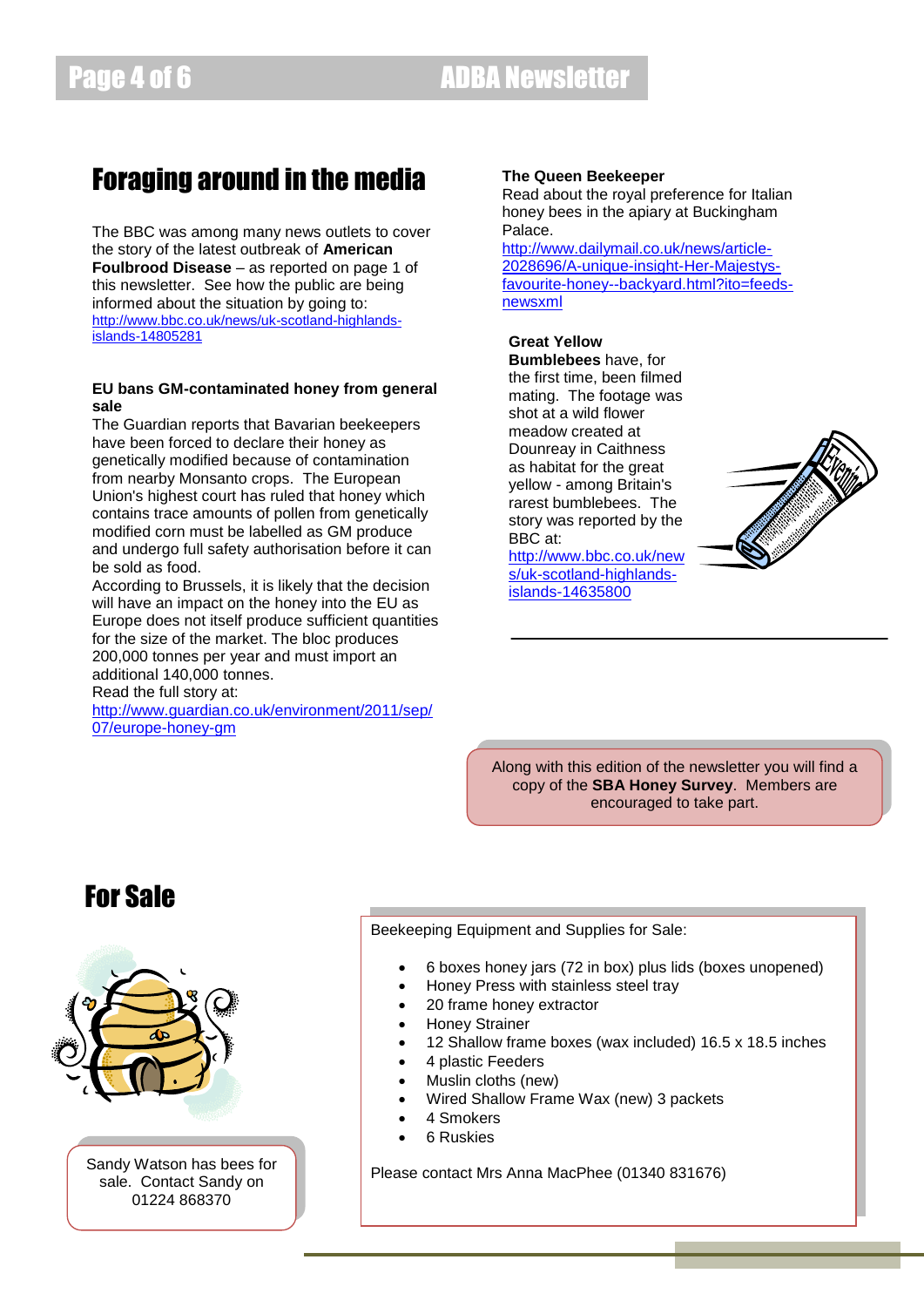# Foraging around in the media

The BBC was among many news outlets to cover the story of the latest outbreak of **American Foulbrood Disease** – as reported on page 1 of this newsletter. See how the public are being informed about the situation by going to: http://www.bbc.co.uk/news/uk-scotland-highlands-islands-14805281

**EU bans GM-contaminated honey from general sale**

The Guardian reports that Bavarian beekeepers have been forced to declare their honey as genetically modified because of contamination from nearby Monsanto crops. The European Union's highest court has ruled that honey which contains trace amounts of pollen from genetically modified corn must be labelled as GM produce and undergo full safety authorisation before it can be sold as food.

According to Brussels, it is likely that the decision will have an impact on the honey into the EU as Europe does not itself produce sufficient quantities for the size of the market. The bloc produces 200,000 tonnes per year and must import an additional 140,000 tonnes.

Read the full story at:
http://www.guardian.co.uk/environment/2011/sep/07/europe-honey-gm

**The Queen Beekeeper**

Read about the royal preference for Italian honey bees in the apiary at Buckingham Palace.
http://www.dailymail.co.uk/news/article-2028696/A-unique-insight-Her-Majestys-favourite-honey--backyard.html?ito=feeds-newsxml

**Great Yellow Bumblebees** have, for the first time, been filmed mating. The footage was shot at a wild flower meadow created at Dounreay in Caithness as habitat for the great yellow - among Britain's rarest bumblebees. The story was reported by the BBC at:
http://www.bbc.co.uk/news/uk-scotland-highlands-islands-14635800

Along with this edition of the newsletter you will find a copy of the **SBA Honey Survey**. Members are encouraged to take part.

# For Sale

Sandy Watson has bees for sale. Contact Sandy on 01224 868370

Beekeeping Equipment and Supplies for Sale:

- 6 boxes honey jars (72 in box) plus lids (boxes unopened)
- Honey Press with stainless steel tray
- 20 frame honey extractor
- Honey Strainer
- 12 Shallow frame boxes (wax included) 16.5 x 18.5 inches
- 4 plastic Feeders
- Muslin cloths (new)
- Wired Shallow Frame Wax (new) 3 packets
- 4 Smokers
- 6 Ruskies

Please contact Mrs Anna MacPhee (01340 831676)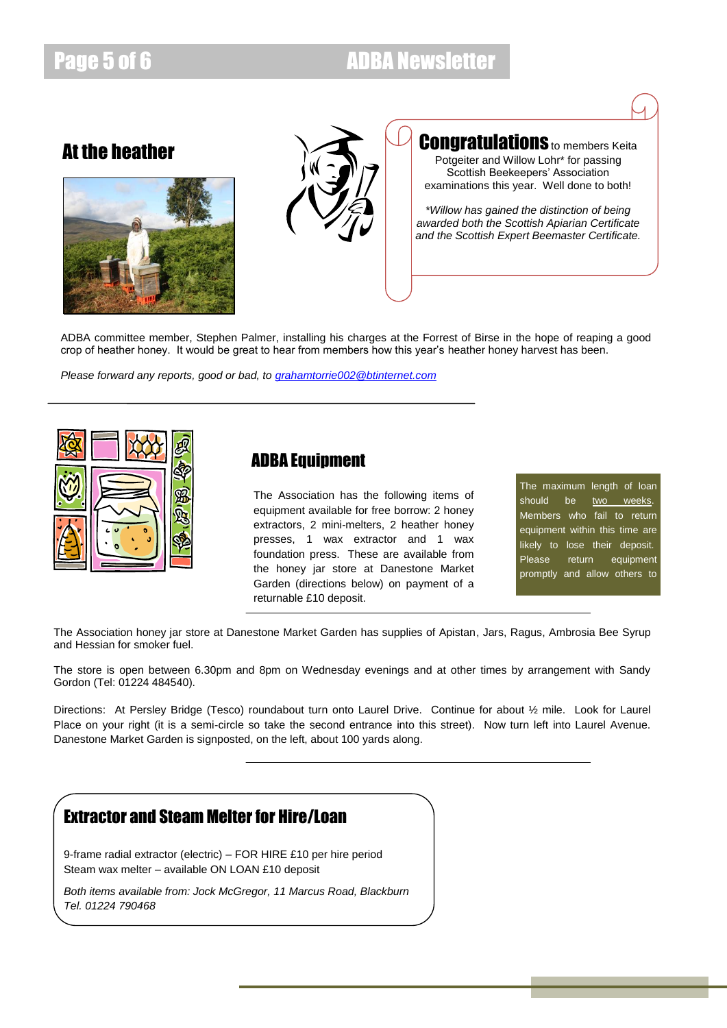## At the heather

**Congratulations** to members Keita Potgeiter and Willow Lohr* for passing Scottish Beekeepers' Association examinations this year. Well done to both!

*\*Willow has gained the distinction of being awarded both the Scottish Apiarian Certificate and the Scottish Expert Beemaster Certificate.*

ADBA committee member, Stephen Palmer, installing his charges at the Forrest of Birse in the hope of reaping a good crop of heather honey. It would be great to hear from members how this year's heather honey harvest has been.

*Please forward any reports, good or bad, to grahamtorrie002@btinternet.com*

---

## ADBA Equipment

The Association has the following items of equipment available for free borrow: 2 honey extractors, 2 mini-melters, 2 heather honey presses, 1 wax extractor and 1 wax foundation press. These are available from the honey jar store at Danestone Market Garden (directions below) on payment of a returnable £10 deposit.

The maximum length of loan should be two weeks. Members who fail to return equipment within this time are likely to lose their deposit. Please return equipment promptly and allow others to

---

The Association honey jar store at Danestone Market Garden has supplies of Apistan, Jars, Ragus, Ambrosia Bee Syrup and Hessian for smoker fuel.

The store is open between 6.30pm and 8pm on Wednesday evenings and at other times by arrangement with Sandy Gordon (Tel: 01224 484540).

Directions: At Persley Bridge (Tesco) roundabout turn onto Laurel Drive. Continue for about ½ mile. Look for Laurel Place on your right (it is a semi-circle so take the second entrance into this street). Now turn left into Laurel Avenue. Danestone Market Garden is signposted, on the left, about 100 yards along.

---

## Extractor and Steam Melter for Hire/Loan

9-frame radial extractor (electric) – FOR HIRE £10 per hire period
Steam wax melter – available ON LOAN £10 deposit

*Both items available from: Jock McGregor, 11 Marcus Road, Blackburn Tel. 01224 790468*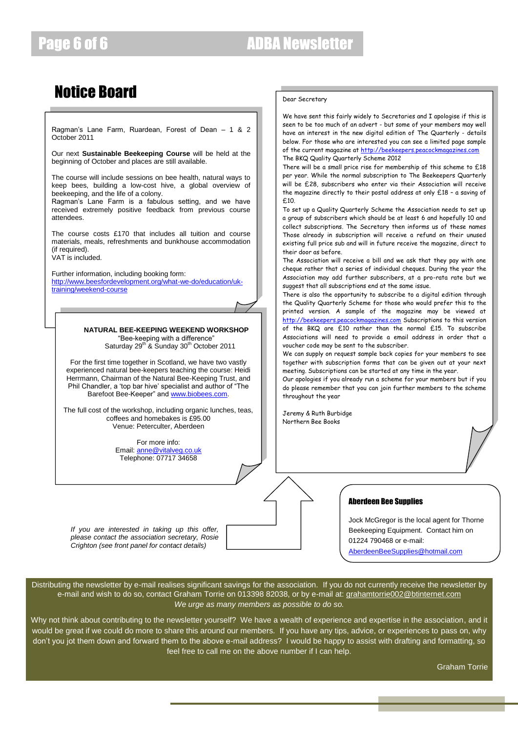# Notice Board

Ragman's Lane Farm, Ruardean, Forest of Dean – 1 & 2 October 2011

Our next **Sustainable Beekeeping Course** will be held at the beginning of October and places are still available.

The course will include sessions on bee health, natural ways to keep bees, building a low-cost hive, a global overview of beekeeping, and the life of a colony.
Ragman's Lane Farm is a fabulous setting, and we have received extremely positive feedback from previous course attendees.

The course costs £170 that includes all tuition and course materials, meals, refreshments and bunkhouse accommodation (if required).
VAT is included.

Further information, including booking form:
http://www.beesfordevelopment.org/what-we-do/education/uk-training/weekend-course

**NATURAL BEE-KEEPING WEEKEND WORKSHOP**
"Bee-keeping with a difference"
Saturday 29th & Sunday 30th October 2011

For the first time together in Scotland, we have two vastly experienced natural bee-keepers teaching the course: Heidi Herrmann, Chairman of the Natural Bee-Keeping Trust, and Phil Chandler, a 'top bar hive' specialist and author of "The Barefoot Bee-Keeper" and www.biobees.com.

The full cost of the workshop, including organic lunches, teas, coffees and homebakes is £95.00
Venue: Peterculter, Aberdeen

For more info:
Email: anne@vitalveg.co.uk
Telephone: 07717 34658

Dear Secretary

We have sent this fairly widely to Secretaries and I apologise if this is seen to be too much of an advert - but some of your members may well have an interest in the new digital edition of The Quarterly - details below. For those who are interested you can see a limited page sample of the current magazine at http://beekeepers.peacockmagazines.com
The BKQ Quality Quarterly Scheme 2012
There will be a small price rise for membership of this scheme to £18 per year. While the normal subscription to The Beekeepers Quarterly will be £28, subscribers who enter via their Association will receive the magazine directly to their postal address at only £18 – a saving of £10.
To set up a Quality Quarterly Scheme the Association needs to set up a group of subscribers which should be at least 6 and hopefully 10 and collect subscriptions. The Secretary then informs us of these names Those already in subscription will receive a refund on their unused existing full price sub and will in future receive the magazine, direct to their door as before.
The Association will receive a bill and we ask that they pay with one cheque rather that a series of individual cheques. During the year the Association may add further subscribers, at a pro-rata rate but we suggest that all subscriptions end at the same issue.
There is also the opportunity to subscribe to a digital edition through the Quality Quarterly Scheme for those who would prefer this to the printed version. A sample of the magazine may be viewed at http://beekeepers.peacockmagazines.com Subscriptions to this version of the BKQ are £10 rather than the normal £15. To subscribe Associations will need to provide a email address in order that a voucher code may be sent to the subscriber.
We can supply on request sample back copies for your members to see together with subscription forms that can be given out at your next meeting. Subscriptions can be started at any time in the year.
Our apologies if you already run a scheme for your members but if you do please remember that you can join further members to the scheme throughout the year

Jeremy & Ruth Burbidge
Northern Bee Books

*If you are interested in taking up this offer, please contact the association secretary, Rosie Crighton (see front panel for contact details)*

**Aberdeen Bee Supplies**

Jock McGregor is the local agent for Thorne Beekeeping Equipment. Contact him on 01224 790468 or e-mail:
AberdeenBeeSupplies@hotmail.com

Distributing the newsletter by e-mail realises significant savings for the association. If you do not currently receive the newsletter by e-mail and wish to do so, contact Graham Torrie on 013398 82038, or by e-mail at: grahamtorrie002@btinternet.com
*We urge as many members as possible to do so.*

Why not think about contributing to the newsletter yourself? We have a wealth of experience and expertise in the association, and it would be great if we could do more to share this around our members. If you have any tips, advice, or experiences to pass on, why don't you jot them down and forward them to the above e-mail address? I would be happy to assist with drafting and formatting, so feel free to call me on the above number if I can help.

Graham Torrie